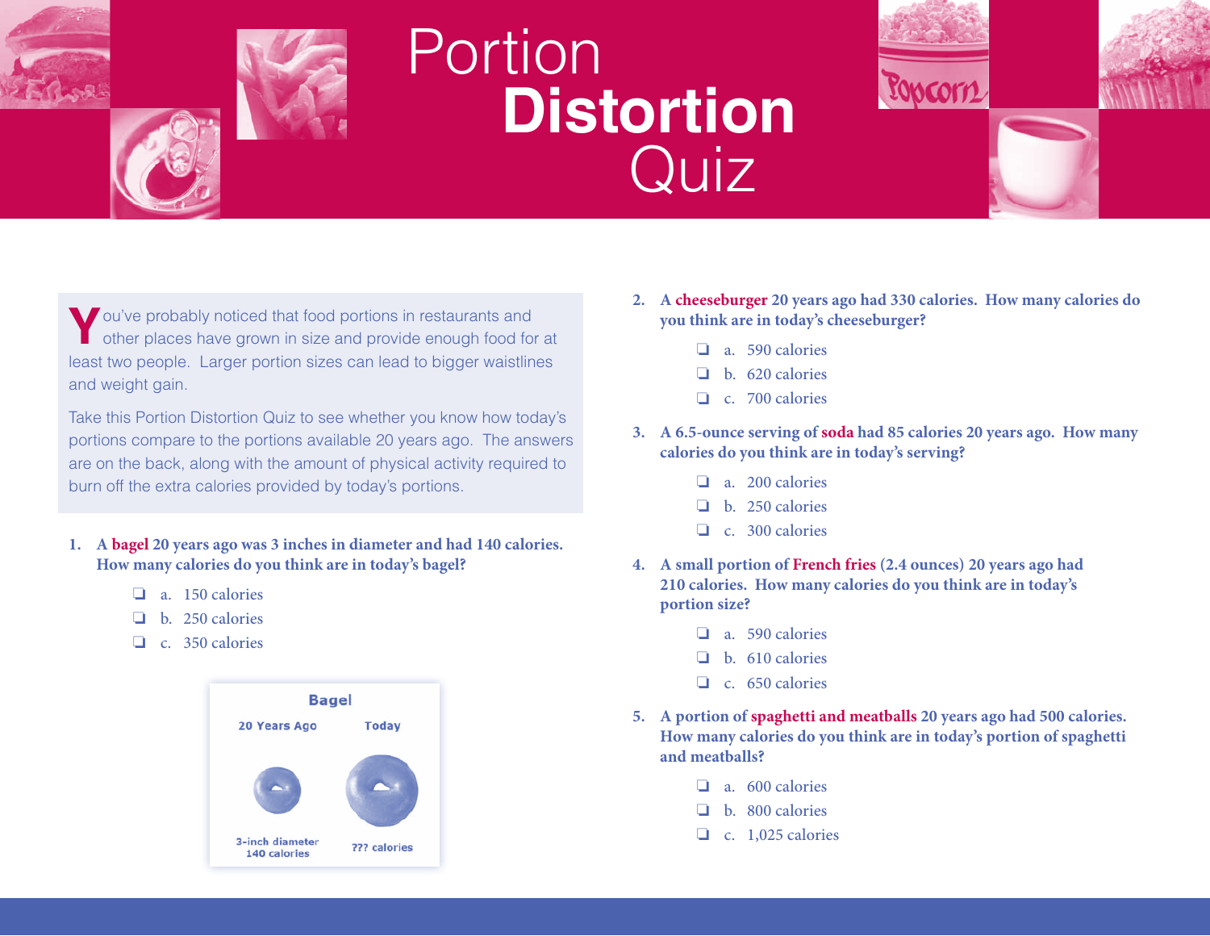# Portion **Distortion** Quiz

You've probably noticed that food portions in restaurants and other places have grown in size and provide enough food for at least two people. Larger portion sizes can lead to bigger waistlines and weight gain.

Take this Portion Distortion Quiz to see whether you know how today's portions compare to the portions available 20 years ago. The answers are on the back, along with the amount of physical activity required to burn off the extra calories provided by today's portions.

**1. A bagel 20 years ago was 3 inches in diameter and had 140 calories. How many calories do you think are in today's bagel?**

- ❑ a. 150 calories
- ❑ b. 250 calories
- ❑ c. 350 calories

**Bagel**

| 20 Years Ago | Today |
|---|---|
| 3-inch diameter 140 calories | ??? calories |

**2. A cheeseburger 20 years ago had 330 calories. How many calories do you think are in today's cheeseburger?**

- ❑ a. 590 calories
- ❑ b. 620 calories
- ❑ c. 700 calories

**3. A 6.5-ounce serving of soda had 85 calories 20 years ago. How many calories do you think are in today's serving?**

- ❑ a. 200 calories
- ❑ b. 250 calories
- ❑ c. 300 calories

**4. A small portion of French fries (2.4 ounces) 20 years ago had 210 calories. How many calories do you think are in today's portion size?**

- ❑ a. 590 calories
- ❑ b. 610 calories
- ❑ c. 650 calories

**5. A portion of spaghetti and meatballs 20 years ago had 500 calories. How many calories do you think are in today's portion of spaghetti and meatballs?**

- ❑ a. 600 calories
- ❑ b. 800 calories
- ❑ c. 1,025 calories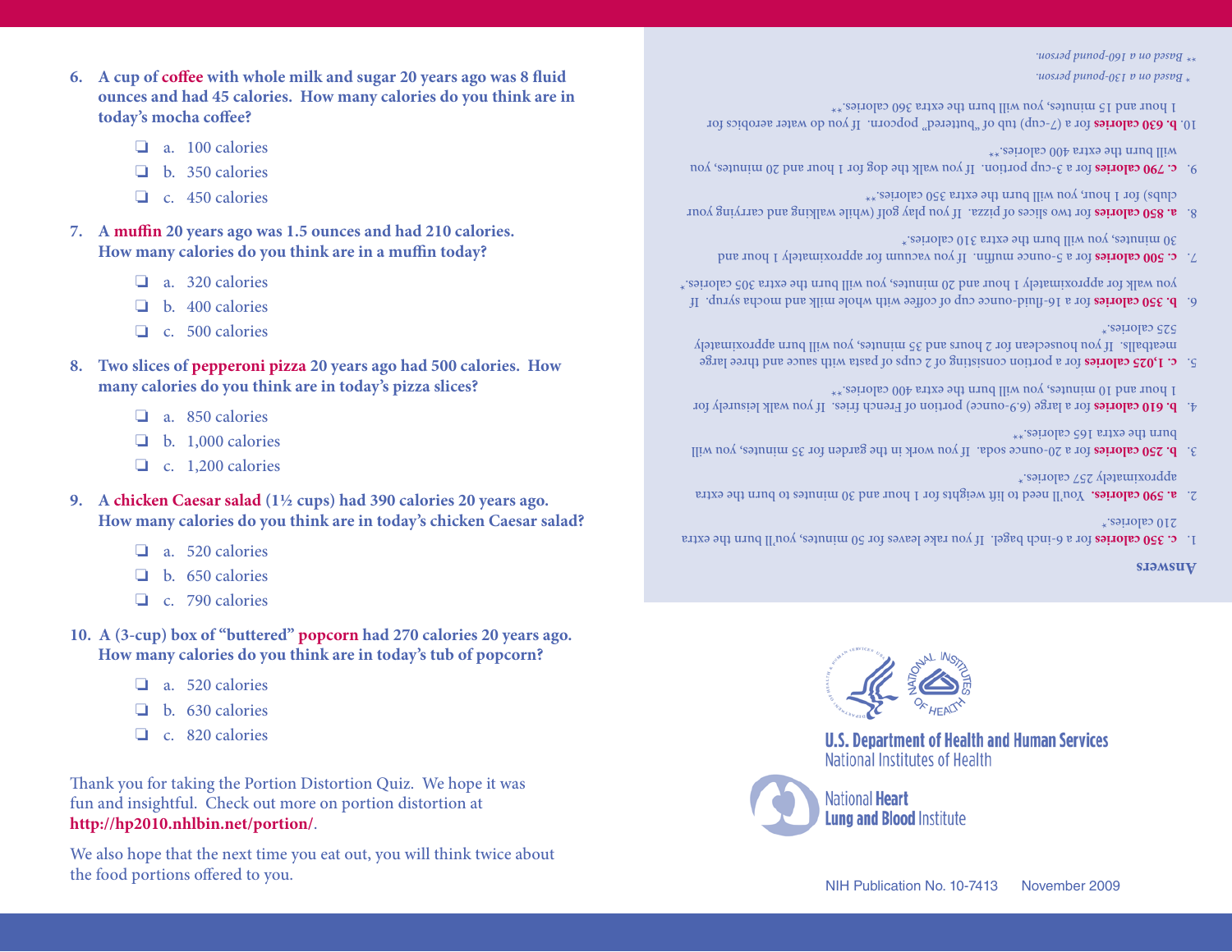6. **A cup of coffee with whole milk and sugar 20 years ago was 8 fluid ounces and had 45 calories. How many calories do you think are in today's mocha coffee?**

   - ❏ a. 100 calories
   - ❏ b. 350 calories
   - ❏ c. 450 calories

7. **A muffin 20 years ago was 1.5 ounces and had 210 calories. How many calories do you think are in a muffin today?**

   - ❏ a. 320 calories
   - ❏ b. 400 calories
   - ❏ c. 500 calories

8. **Two slices of pepperoni pizza 20 years ago had 500 calories. How many calories do you think are in today's pizza slices?**

   - ❏ a. 850 calories
   - ❏ b. 1,000 calories
   - ❏ c. 1,200 calories

9. **A chicken Caesar salad (1½ cups) had 390 calories 20 years ago. How many calories do you think are in today's chicken Caesar salad?**

   - ❏ a. 520 calories
   - ❏ b. 650 calories
   - ❏ c. 790 calories

10. **A (3-cup) box of "buttered" popcorn had 270 calories 20 years ago. How many calories do you think are in today's tub of popcorn?**

    - ❏ a. 520 calories
    - ❏ b. 630 calories
    - ❏ c. 820 calories

Thank you for taking the Portion Distortion Quiz. We hope it was fun and insightful. Check out more on portion distortion at **http://hp2010.nhlbin.net/portion/**.

We also hope that the next time you eat out, you will think twice about the food portions offered to you.

## Answers

1. **c. 350 calories** for a 6-inch bagel. If you rake leaves for 50 minutes, you'll burn the extra 210 calories.*
2. **a. 590 calories.** You'll need to lift weights for 1 hour and 30 minutes to burn the extra approximately 257 calories.*
3. **b. 250 calories** for a 20-ounce soda. If you work in the garden for 35 minutes, you will burn the extra 165 calories.**
4. **b. 610 calories** for a large (6.9-ounce) portion of French fries. If you walk leisurely for 1 hour and 10 minutes, you will burn the extra 400 calories.**
5. **c. 1,025 calories** for a portion consisting of 2 cups of pasta with sauce and three large meatballs. If you houseclean for 2 hours and 35 minutes, you will burn approximately 525 calories.*
6. **b. 350 calories** for a 16-fluid-ounce cup of coffee with whole milk and mocha syrup. If you walk for approximately 1 hour and 20 minutes, you will burn the extra 305 calories.*
7. **c. 500 calories** for a 5-ounce muffin. If you vacuum for approximately 1 hour and 30 minutes, you will burn the extra 310 calories.*
8. **a. 850 calories** for two slices of pizza. If you play golf (while walking and carrying your clubs) for 1 hour, you will burn the extra 350 calories.**
9. **c. 790 calories** for a 3-cup portion. If you walk the dog for 1 hour and 20 minutes, you will burn the extra 400 calories.**
10. **b. 630 calories** for a (7-cup) tub of "buttered" popcorn. If you do water aerobics for 1 hour and 15 minutes, you will burn the extra 360 calories.**

\* *Based on a 130-pound person.*

\** *Based on a 160-pound person.*

U.S. Department of Health and Human Services
National Institutes of Health

National Heart Lung and Blood Institute

NIH Publication No. 10-7413 November 2009